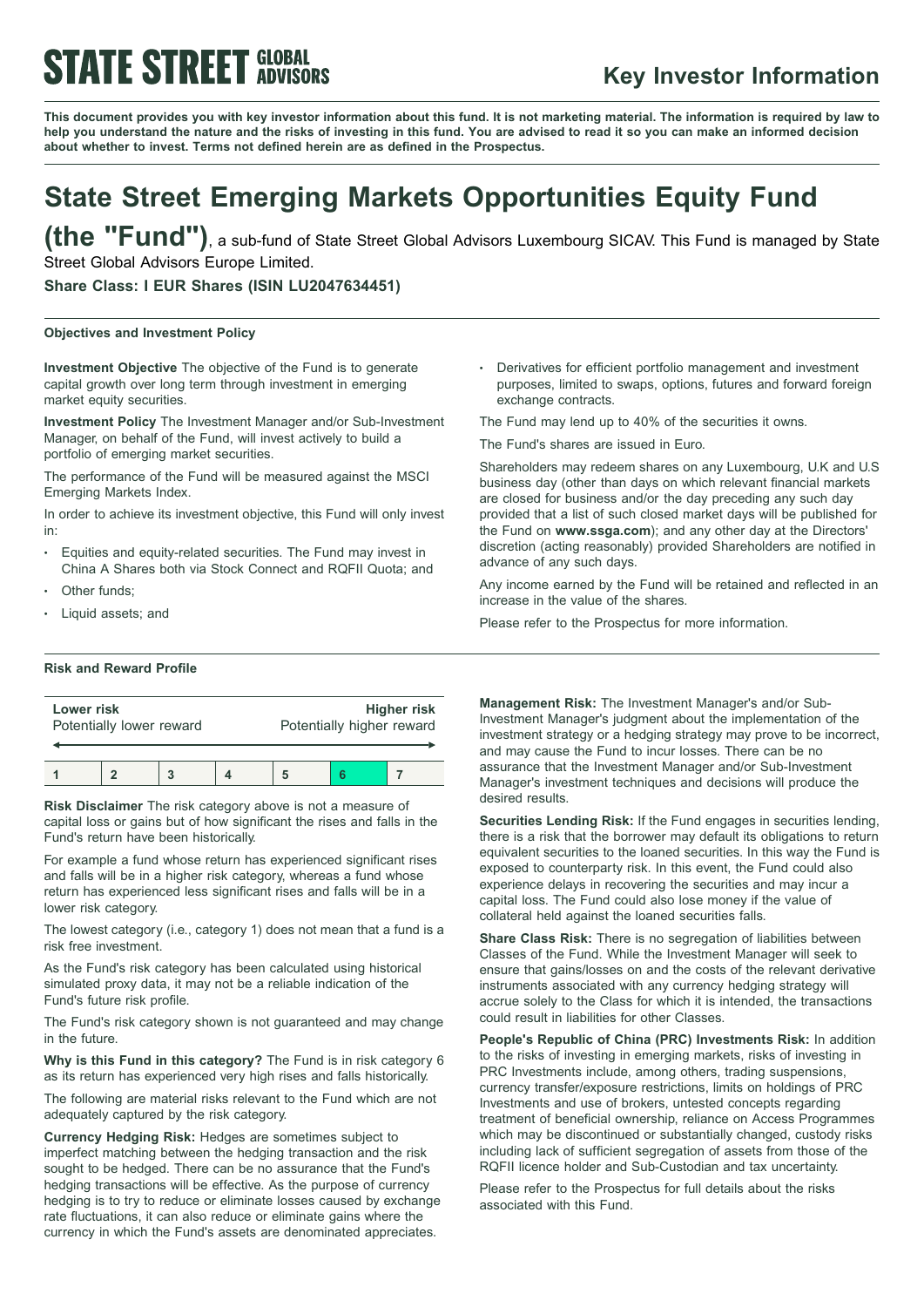**STATE STREET GLOBAL ADVISORS**

## Key Investor Information

**This document provides you with key investor information about this fund. It is not marketing material. The information is required by law to help you understand the nature and the risks of investing in this fund. You are advised to read it so you can make an informed decision about whether to invest. Terms not defined herein are as defined in the Prospectus.**

# State Street Emerging Markets Opportunities Equity Fund (the "Fund"), a sub-fund of State Street Global Advisors Luxembourg SICAV. This Fund is managed by State Street Global Advisors Europe Limited.

**Share Class: I EUR Shares (ISIN LU2047634451)**

### Objectives and Investment Policy

**Investment Objective** The objective of the Fund is to generate capital growth over long term through investment in emerging market equity securities.

**Investment Policy** The Investment Manager and/or Sub-Investment Manager, on behalf of the Fund, will invest actively to build a portfolio of emerging market securities.

The performance of the Fund will be measured against the MSCI Emerging Markets Index.

In order to achieve its investment objective, this Fund will only invest in:

- Equities and equity-related securities. The Fund may invest in China A Shares both via Stock Connect and RQFII Quota; and
- Other funds;
- Liquid assets; and
- Derivatives for efficient portfolio management and investment purposes, limited to swaps, options, futures and forward foreign exchange contracts.

The Fund may lend up to 40% of the securities it owns.

The Fund's shares are issued in Euro.

Shareholders may redeem shares on any Luxembourg, U.K and U.S business day (other than days on which relevant financial markets are closed for business and/or the day preceding any such day provided that a list of such closed market days will be published for the Fund on **www.ssga.com**); and any other day at the Directors' discretion (acting reasonably) provided Shareholders are notified in advance of any such days.

Any income earned by the Fund will be retained and reflected in an increase in the value of the shares.

Please refer to the Prospectus for more information.

### Risk and Reward Profile

| **Lower risk** Potentially lower reward | | | | | | **Higher risk** Potentially higher reward |
|---|---|---|---|---|---|---|
| 1 | 2 | 3 | 4 | 5 | **6** | 7 |

**Risk Disclaimer** The risk category above is not a measure of capital loss or gains but of how significant the rises and falls in the Fund's return have been historically.

For example a fund whose return has experienced significant rises and falls will be in a higher risk category, whereas a fund whose return has experienced less significant rises and falls will be in a lower risk category.

The lowest category (i.e., category 1) does not mean that a fund is a risk free investment.

As the Fund's risk category has been calculated using historical simulated proxy data, it may not be a reliable indication of the Fund's future risk profile.

The Fund's risk category shown is not guaranteed and may change in the future.

**Why is this Fund in this category?** The Fund is in risk category 6 as its return has experienced very high rises and falls historically.

The following are material risks relevant to the Fund which are not adequately captured by the risk category.

**Currency Hedging Risk:** Hedges are sometimes subject to imperfect matching between the hedging transaction and the risk sought to be hedged. There can be no assurance that the Fund's hedging transactions will be effective. As the purpose of currency hedging is to try to reduce or eliminate losses caused by exchange rate fluctuations, it can also reduce or eliminate gains where the currency in which the Fund's assets are denominated appreciates.

**Management Risk:** The Investment Manager's and/or Sub-Investment Manager's judgment about the implementation of the investment strategy or a hedging strategy may prove to be incorrect, and may cause the Fund to incur losses. There can be no assurance that the Investment Manager and/or Sub-Investment Manager's investment techniques and decisions will produce the desired results.

**Securities Lending Risk:** If the Fund engages in securities lending, there is a risk that the borrower may default its obligations to return equivalent securities to the loaned securities. In this way the Fund is exposed to counterparty risk. In this event, the Fund could also experience delays in recovering the securities and may incur a capital loss. The Fund could also lose money if the value of collateral held against the loaned securities falls.

**Share Class Risk:** There is no segregation of liabilities between Classes of the Fund. While the Investment Manager will seek to ensure that gains/losses on and the costs of the relevant derivative instruments associated with any currency hedging strategy will accrue solely to the Class for which it is intended, the transactions could result in liabilities for other Classes.

**People's Republic of China (PRC) Investments Risk:** In addition to the risks of investing in emerging markets, risks of investing in PRC Investments include, among others, trading suspensions, currency transfer/exposure restrictions, limits on holdings of PRC Investments and use of brokers, untested concepts regarding treatment of beneficial ownership, reliance on Access Programmes which may be discontinued or substantially changed, custody risks including lack of sufficient segregation of assets from those of the RQFII licence holder and Sub-Custodian and tax uncertainty.

Please refer to the Prospectus for full details about the risks associated with this Fund.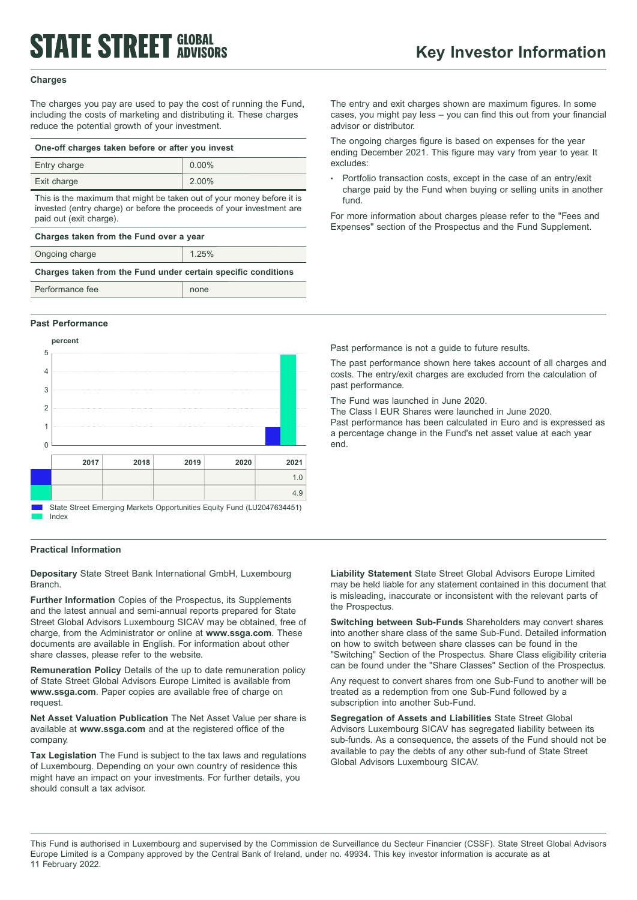## Charges

The charges you pay are used to pay the cost of running the Fund, including the costs of marketing and distributing it. These charges reduce the potential growth of your investment.

| One-off charges taken before or after you invest | |
|---|---|
| Entry charge | 0.00% |
| Exit charge | 2.00% |

This is the maximum that might be taken out of your money before it is invested (entry charge) or before the proceeds of your investment are paid out (exit charge).

| Charges taken from the Fund over a year | |
|---|---|
| Ongoing charge | 1.25% |

| Charges taken from the Fund under certain specific conditions | |
|---|---|
| Performance fee | none |

The entry and exit charges shown are maximum figures. In some cases, you might pay less – you can find this out from your financial advisor or distributor.

The ongoing charges figure is based on expenses for the year ending December 2021. This figure may vary from year to year. It excludes:

- Portfolio transaction costs, except in the case of an entry/exit charge paid by the Fund when buying or selling units in another fund.

For more information about charges please refer to the "Fees and Expenses" section of the Prospectus and the Fund Supplement.

## Past Performance

percent

5
4
3
2
1
0

| | 2017 | 2018 | 2019 | 2020 | 2021 |
|---|---|---|---|---|---|
| State Street Emerging Markets Opportunities Equity Fund (LU2047634451) | | | | | 1.0 |
| Index | | | | | 4.9 |

State Street Emerging Markets Opportunities Equity Fund (LU2047634451)
Index

Past performance is not a guide to future results.

The past performance shown here takes account of all charges and costs. The entry/exit charges are excluded from the calculation of past performance.

The Fund was launched in June 2020.
The Class I EUR Shares were launched in June 2020.
Past performance has been calculated in Euro and is expressed as a percentage change in the Fund's net asset value at each year end.

## Practical Information

**Depositary** State Street Bank International GmbH, Luxembourg Branch.

**Further Information** Copies of the Prospectus, its Supplements and the latest annual and semi-annual reports prepared for State Street Global Advisors Luxembourg SICAV may be obtained, free of charge, from the Administrator or online at **www.ssga.com**. These documents are available in English. For information about other share classes, please refer to the website.

**Remuneration Policy** Details of the up to date remuneration policy of State Street Global Advisors Europe Limited is available from **www.ssga.com**. Paper copies are available free of charge on request.

**Net Asset Valuation Publication** The Net Asset Value per share is available at **www.ssga.com** and at the registered office of the company.

**Tax Legislation** The Fund is subject to the tax laws and regulations of Luxembourg. Depending on your own country of residence this might have an impact on your investments. For further details, you should consult a tax advisor.

**Liability Statement** State Street Global Advisors Europe Limited may be held liable for any statement contained in this document that is misleading, inaccurate or inconsistent with the relevant parts of the Prospectus.

**Switching between Sub-Funds** Shareholders may convert shares into another share class of the same Sub-Fund. Detailed information on how to switch between share classes can be found in the "Switching" Section of the Prospectus. Share Class eligibility criteria can be found under the "Share Classes" Section of the Prospectus.

Any request to convert shares from one Sub-Fund to another will be treated as a redemption from one Sub-Fund followed by a subscription into another Sub-Fund.

**Segregation of Assets and Liabilities** State Street Global Advisors Luxembourg SICAV has segregated liability between its sub-funds. As a consequence, the assets of the Fund should not be available to pay the debts of any other sub-fund of State Street Global Advisors Luxembourg SICAV.

This Fund is authorised in Luxembourg and supervised by the Commission de Surveillance du Secteur Financier (CSSF). State Street Global Advisors Europe Limited is a Company approved by the Central Bank of Ireland, under no. 49934. This key investor information is accurate as at 11 February 2022.